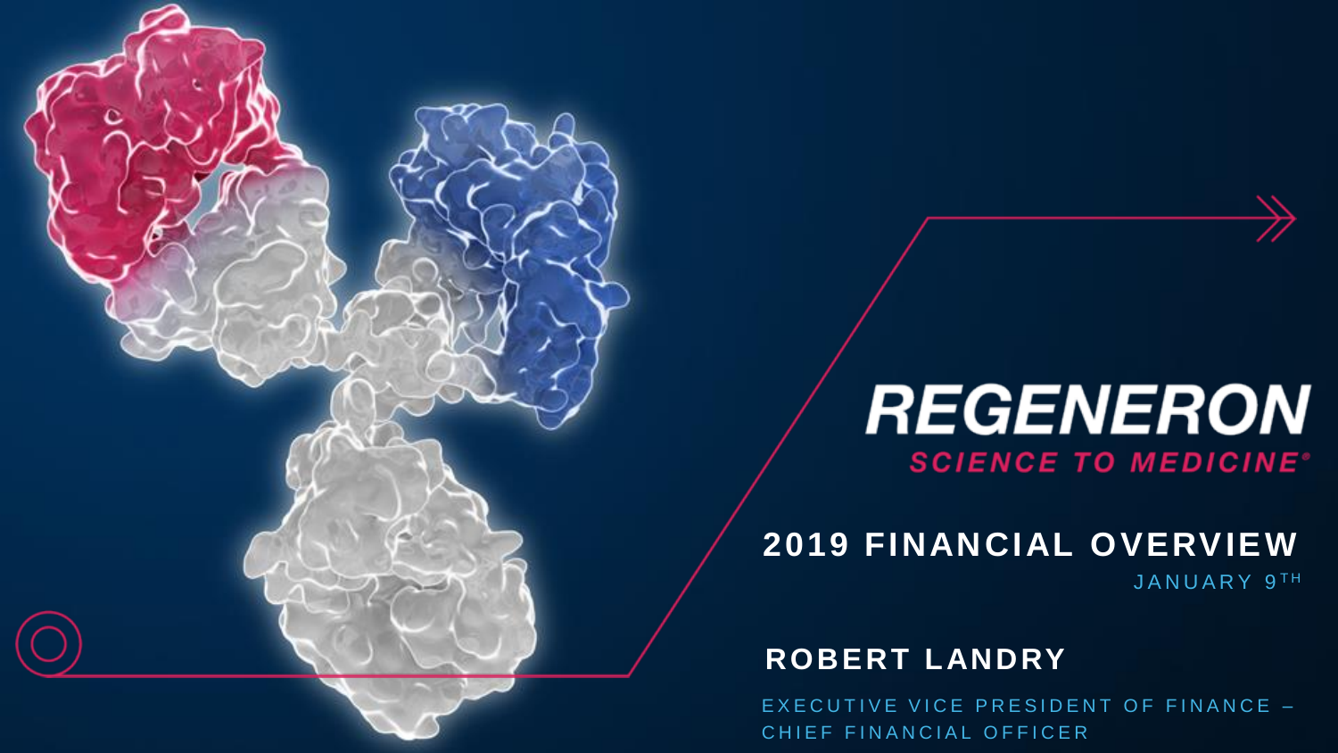# REGENERON

SCIENCE TO MEDICINE®

## 2019 FINANCIAL OVERVIEW

JANUARY 9TH

**ROBERT LANDRY**

EXECUTIVE VICE PRESIDENT OF FINANCE – CHIEF FINANCIAL OFFICER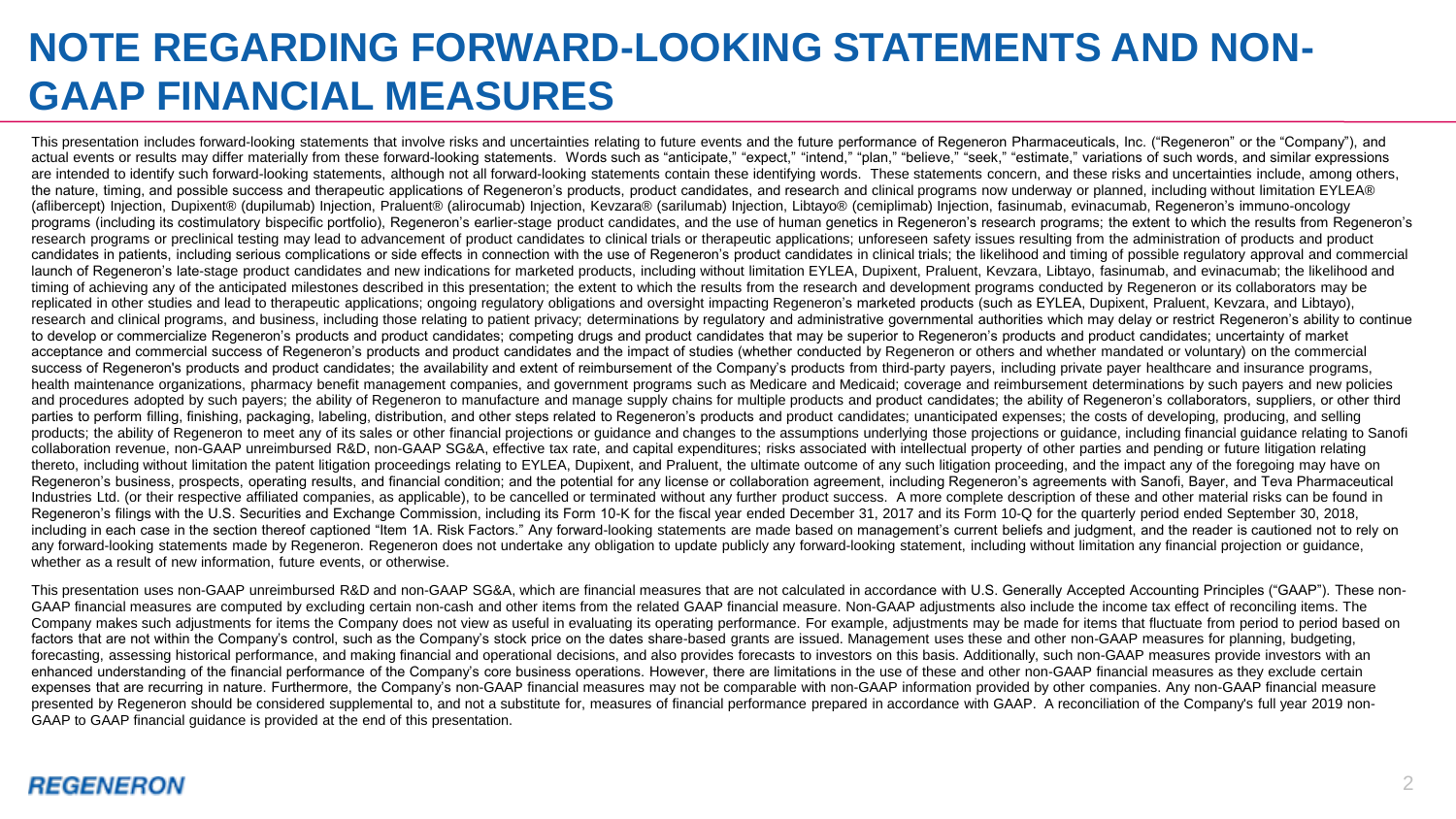# NOTE REGARDING FORWARD-LOOKING STATEMENTS AND NON-GAAP FINANCIAL MEASURES

This presentation includes forward-looking statements that involve risks and uncertainties relating to future events and the future performance of Regeneron Pharmaceuticals, Inc. ("Regeneron" or the "Company"), and actual events or results may differ materially from these forward-looking statements. Words such as "anticipate," "expect," "intend," "plan," "believe," "seek," "estimate," variations of such words, and similar expressions are intended to identify such forward-looking statements, although not all forward-looking statements contain these identifying words. These statements concern, and these risks and uncertainties include, among others, the nature, timing, and possible success and therapeutic applications of Regeneron's products, product candidates, and research and clinical programs now underway or planned, including without limitation EYLEA® (aflibercept) Injection, Dupixent® (dupilumab) Injection, Praluent® (alirocumab) Injection, Kevzara® (sarilumab) Injection, Libtayo® (cemiplimab) Injection, fasinumab, evinacumab, Regeneron's immuno-oncology programs (including its costimulatory bispecific portfolio), Regeneron's earlier-stage product candidates, and the use of human genetics in Regeneron's research programs; the extent to which the results from Regeneron's research programs or preclinical testing may lead to advancement of product candidates to clinical trials or therapeutic applications; unforeseen safety issues resulting from the administration of products and product candidates in patients, including serious complications or side effects in connection with the use of Regeneron's product candidates in clinical trials; the likelihood and timing of possible regulatory approval and commercial launch of Regeneron's late-stage product candidates and new indications for marketed products, including without limitation EYLEA, Dupixent, Praluent, Kevzara, Libtayo, fasinumab, and evinacumab; the likelihood and timing of achieving any of the anticipated milestones described in this presentation; the extent to which the results from the research and development programs conducted by Regeneron or its collaborators may be replicated in other studies and lead to therapeutic applications; ongoing regulatory obligations and oversight impacting Regeneron's marketed products (such as EYLEA, Dupixent, Praluent, Kevzara, and Libtayo), research and clinical programs, and business, including those relating to patient privacy; determinations by regulatory and administrative governmental authorities which may delay or restrict Regeneron's ability to continue to develop or commercialize Regeneron's products and product candidates; competing drugs and product candidates that may be superior to Regeneron's products and product candidates; uncertainty of market acceptance and commercial success of Regeneron's products and product candidates and the impact of studies (whether conducted by Regeneron or others and whether mandated or voluntary) on the commercial success of Regeneron's products and product candidates; the availability and extent of reimbursement of the Company's products from third-party payers, including private payer healthcare and insurance programs, health maintenance organizations, pharmacy benefit management companies, and government programs such as Medicare and Medicaid; coverage and reimbursement determinations by such payers and new policies and procedures adopted by such payers; the ability of Regeneron to manufacture and manage supply chains for multiple products and product candidates; the ability of Regeneron's collaborators, suppliers, or other third parties to perform filling, finishing, packaging, labeling, distribution, and other steps related to Regeneron's products and product candidates; unanticipated expenses; the costs of developing, producing, and selling products; the ability of Regeneron to meet any of its sales or other financial projections or guidance and changes to the assumptions underlying those projections or guidance, including financial guidance relating to Sanofi collaboration revenue, non-GAAP unreimbursed R&D, non-GAAP SG&A, effective tax rate, and capital expenditures; risks associated with intellectual property of other parties and pending or future litigation relating thereto, including without limitation the patent litigation proceedings relating to EYLEA, Dupixent, and Praluent, the ultimate outcome of any such litigation proceeding, and the impact any of the foregoing may have on Regeneron's business, prospects, operating results, and financial condition; and the potential for any license or collaboration agreement, including Regeneron's agreements with Sanofi, Bayer, and Teva Pharmaceutical Industries Ltd. (or their respective affiliated companies, as applicable), to be cancelled or terminated without any further product success. A more complete description of these and other material risks can be found in Regeneron's filings with the U.S. Securities and Exchange Commission, including its Form 10-K for the fiscal year ended December 31, 2017 and its Form 10-Q for the quarterly period ended September 30, 2018, including in each case in the section thereof captioned "Item 1A. Risk Factors." Any forward-looking statements are made based on management's current beliefs and judgment, and the reader is cautioned not to rely on any forward-looking statements made by Regeneron. Regeneron does not undertake any obligation to update publicly any forward-looking statement, including without limitation any financial projection or guidance, whether as a result of new information, future events, or otherwise.

This presentation uses non-GAAP unreimbursed R&D and non-GAAP SG&A, which are financial measures that are not calculated in accordance with U.S. Generally Accepted Accounting Principles ("GAAP"). These non-GAAP financial measures are computed by excluding certain non-cash and other items from the related GAAP financial measure. Non-GAAP adjustments also include the income tax effect of reconciling items. The Company makes such adjustments for items the Company does not view as useful in evaluating its operating performance. For example, adjustments may be made for items that fluctuate from period to period based on factors that are not within the Company's control, such as the Company's stock price on the dates share-based grants are issued. Management uses these and other non-GAAP measures for planning, budgeting, forecasting, assessing historical performance, and making financial and operational decisions, and also provides forecasts to investors on this basis. Additionally, such non-GAAP measures provide investors with an enhanced understanding of the financial performance of the Company's core business operations. However, there are limitations in the use of these and other non-GAAP financial measures as they exclude certain expenses that are recurring in nature. Furthermore, the Company's non-GAAP financial measures may not be comparable with non-GAAP information provided by other companies. Any non-GAAP financial measure presented by Regeneron should be considered supplemental to, and not a substitute for, measures of financial performance prepared in accordance with GAAP. A reconciliation of the Company's full year 2019 non-GAAP to GAAP financial guidance is provided at the end of this presentation.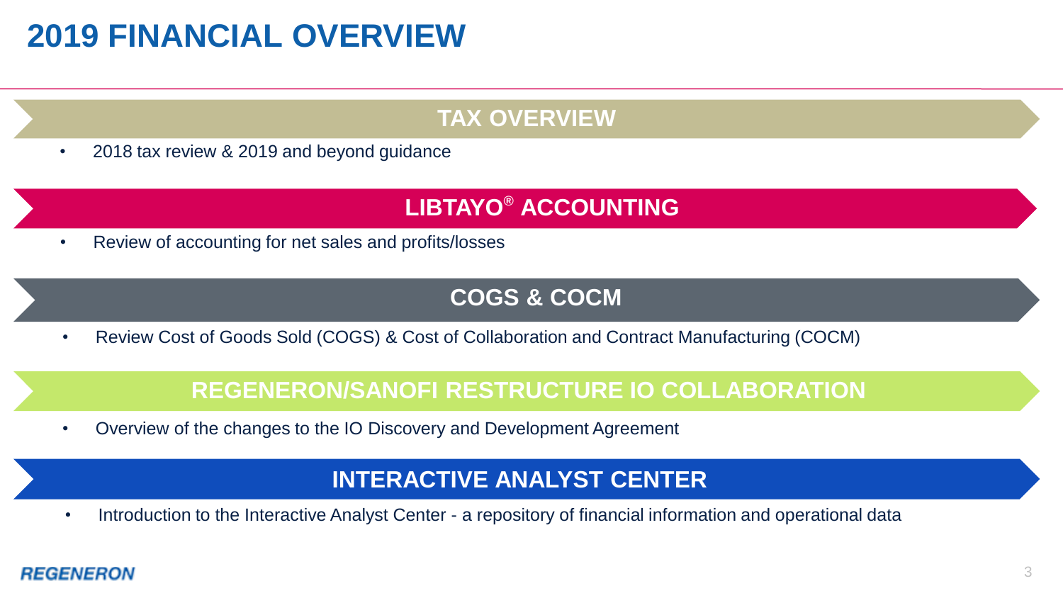# 2019 FINANCIAL OVERVIEW

## TAX OVERVIEW

- 2018 tax review & 2019 and beyond guidance

## LIBTAYO® ACCOUNTING

- Review of accounting for net sales and profits/losses

## COGS & COCM

- Review Cost of Goods Sold (COGS) & Cost of Collaboration and Contract Manufacturing (COCM)

## REGENERON/SANOFI RESTRUCTURE IO COLLABORATION

- Overview of the changes to the IO Discovery and Development Agreement

## INTERACTIVE ANALYST CENTER

- Introduction to the Interactive Analyst Center - a repository of financial information and operational data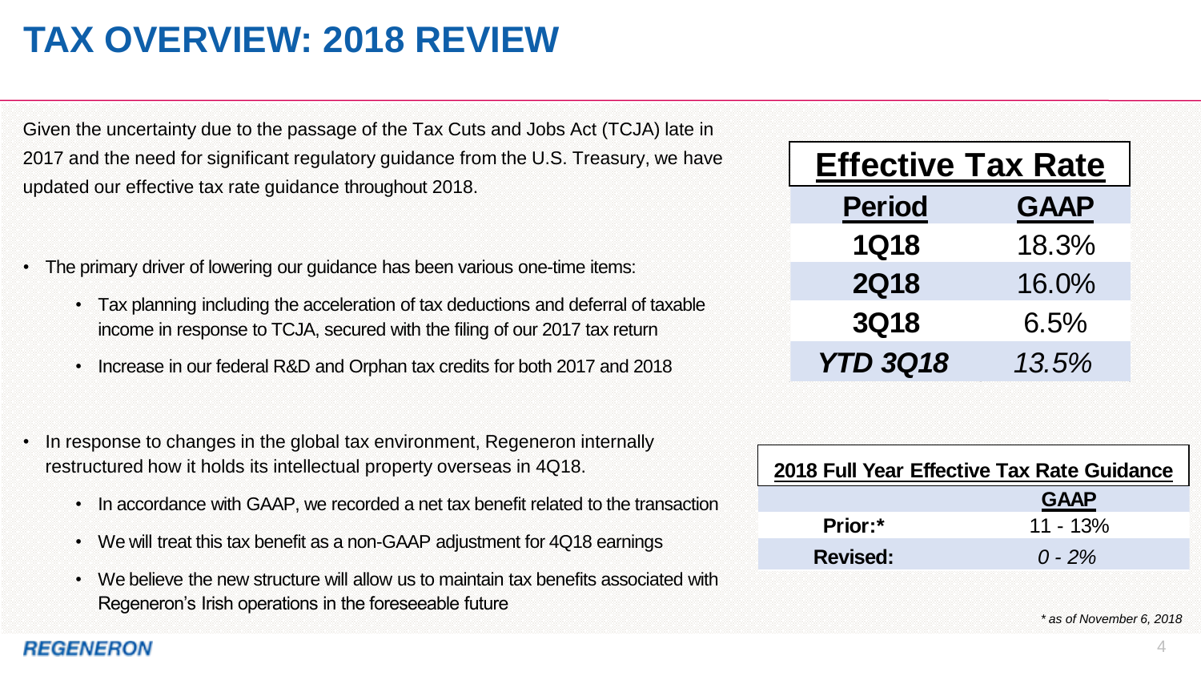# TAX OVERVIEW: 2018 REVIEW

Given the uncertainty due to the passage of the Tax Cuts and Jobs Act (TCJA) late in 2017 and the need for significant regulatory guidance from the U.S. Treasury, we have updated our effective tax rate guidance throughout 2018.

- The primary driver of lowering our guidance has been various one-time items:
  - Tax planning including the acceleration of tax deductions and deferral of taxable income in response to TCJA, secured with the filing of our 2017 tax return
  - Increase in our federal R&D and Orphan tax credits for both 2017 and 2018

- In response to changes in the global tax environment, Regeneron internally restructured how it holds its intellectual property overseas in 4Q18.
  - In accordance with GAAP, we recorded a net tax benefit related to the transaction
  - We will treat this tax benefit as a non-GAAP adjustment for 4Q18 earnings
  - We believe the new structure will allow us to maintain tax benefits associated with Regeneron's Irish operations in the foreseeable future

**Effective Tax Rate**

| Period | GAAP |
|---|---|
| **1Q18** | 18.3% |
| **2Q18** | 16.0% |
| **3Q18** | 6.5% |
| ***YTD 3Q18*** | *13.5%* |

**2018 Full Year Effective Tax Rate Guidance**

| | GAAP |
|---|---|
| **Prior:*** | 11 - 13% |
| **Revised:** | *0 - 2%* |

*\* as of November 6, 2018*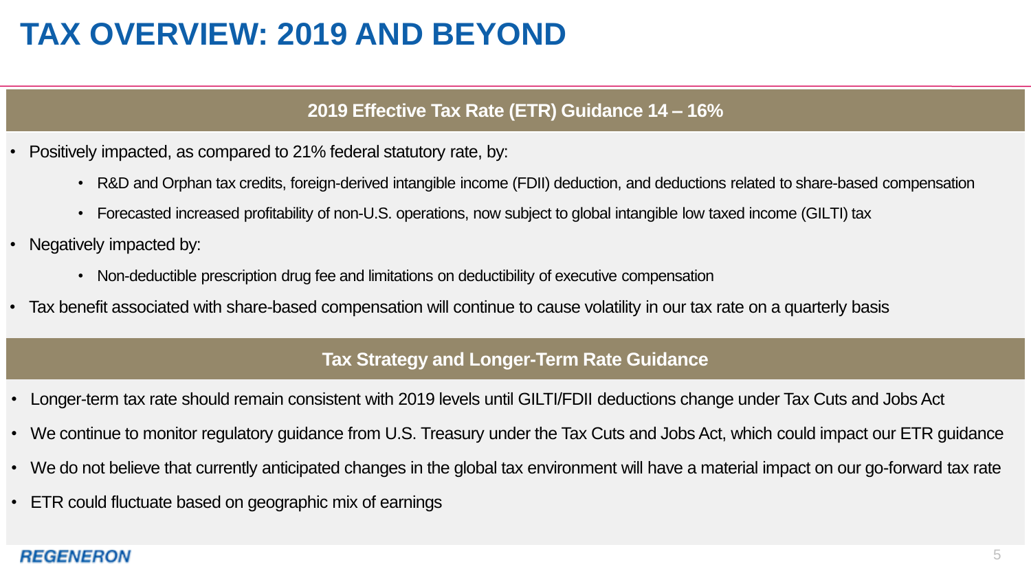# TAX OVERVIEW: 2019 AND BEYOND

## 2019 Effective Tax Rate (ETR) Guidance 14 – 16%

- Positively impacted, as compared to 21% federal statutory rate, by:
  - R&D and Orphan tax credits, foreign-derived intangible income (FDII) deduction, and deductions related to share-based compensation
  - Forecasted increased profitability of non-U.S. operations, now subject to global intangible low taxed income (GILTI) tax
- Negatively impacted by:
  - Non-deductible prescription drug fee and limitations on deductibility of executive compensation
- Tax benefit associated with share-based compensation will continue to cause volatility in our tax rate on a quarterly basis

## Tax Strategy and Longer-Term Rate Guidance

- Longer-term tax rate should remain consistent with 2019 levels until GILTI/FDII deductions change under Tax Cuts and Jobs Act
- We continue to monitor regulatory guidance from U.S. Treasury under the Tax Cuts and Jobs Act, which could impact our ETR guidance
- We do not believe that currently anticipated changes in the global tax environment will have a material impact on our go-forward tax rate
- ETR could fluctuate based on geographic mix of earnings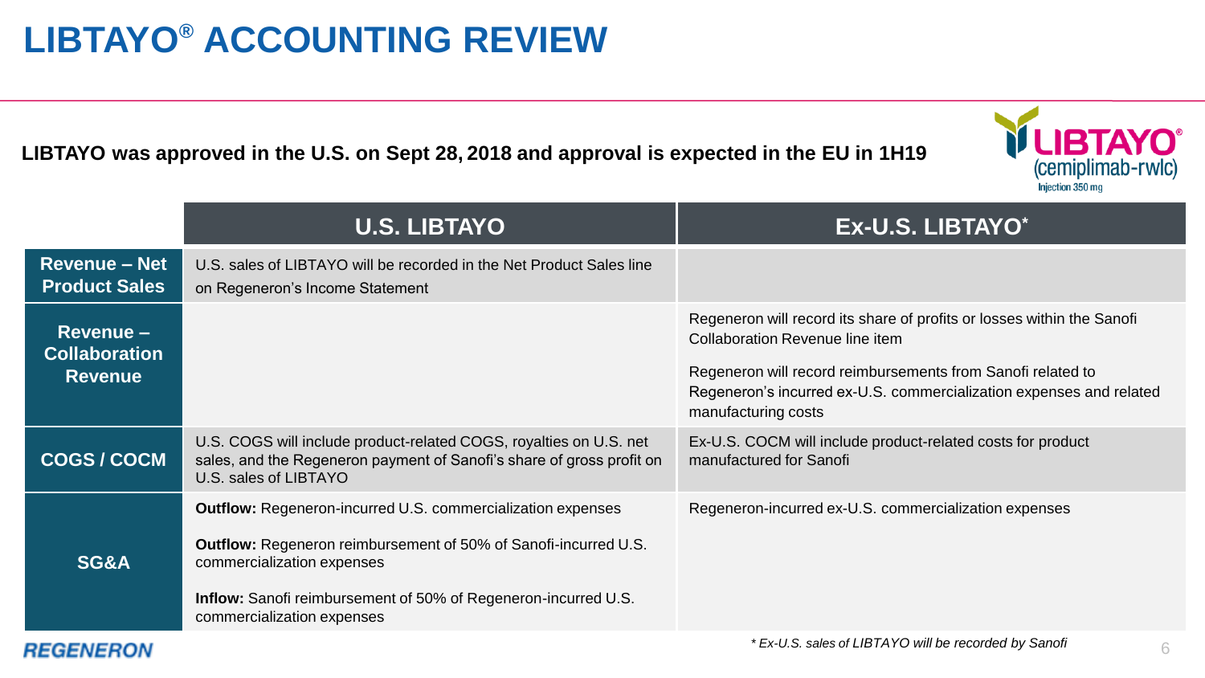# LIBTAYO® ACCOUNTING REVIEW

**LIBTAYO was approved in the U.S. on Sept 28, 2018 and approval is expected in the EU in 1H19**

| | U.S. LIBTAYO | Ex-U.S. LIBTAYO* |
|---|---|---|
| **Revenue – Net Product Sales** | U.S. sales of LIBTAYO will be recorded in the Net Product Sales line on Regeneron's Income Statement | |
| **Revenue – Collaboration Revenue** | | Regeneron will record its share of profits or losses within the Sanofi Collaboration Revenue line item<br><br>Regeneron will record reimbursements from Sanofi related to Regeneron's incurred ex-U.S. commercialization expenses and related manufacturing costs |
| **COGS / COCM** | U.S. COGS will include product-related COGS, royalties on U.S. net sales, and the Regeneron payment of Sanofi's share of gross profit on U.S. sales of LIBTAYO | Ex-U.S. COCM will include product-related costs for product manufactured for Sanofi |
| **SG&A** | **Outflow:** Regeneron-incurred U.S. commercialization expenses<br><br>**Outflow:** Regeneron reimbursement of 50% of Sanofi-incurred U.S. commercialization expenses<br><br>**Inflow:** Sanofi reimbursement of 50% of Regeneron-incurred U.S. commercialization expenses | Regeneron-incurred ex-U.S. commercialization expenses |

*\* Ex-U.S. sales of LIBTAYO will be recorded by Sanofi*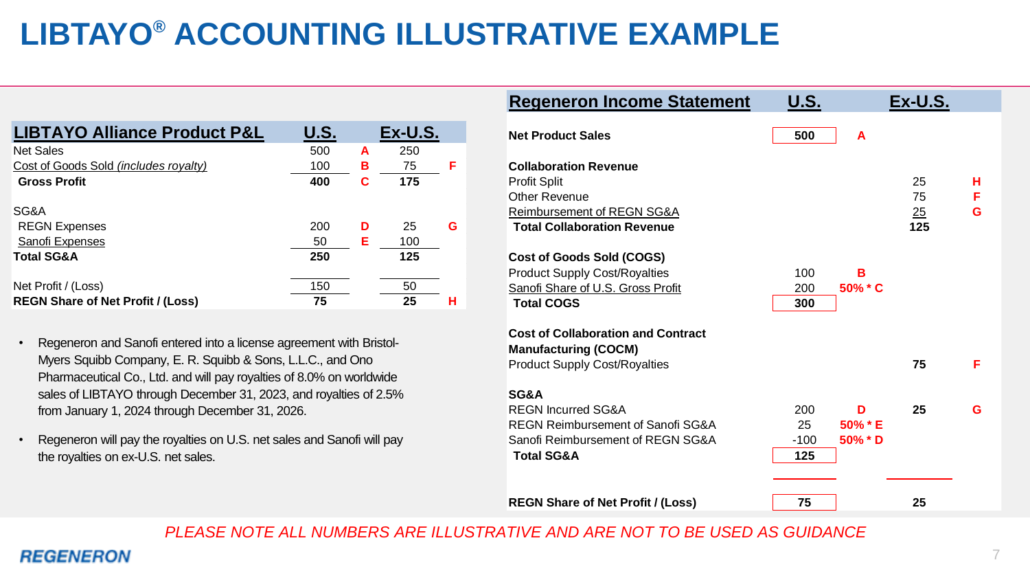# LIBTAYO® ACCOUNTING ILLUSTRATIVE EXAMPLE

| LIBTAYO Alliance Product P&L | U.S. | | Ex-U.S. | |
|---|---|---|---|---|
| Net Sales | 500 | A | 250 | |
| Cost of Goods Sold *(includes royalty)* | 100 | B | 75 | F |
| **Gross Profit** | **400** | C | **175** | |
| | | | | |
| SG&A | | | | |
| REGN Expenses | 200 | D | 25 | G |
| Sanofi Expenses | 50 | E | 100 | |
| **Total SG&A** | **250** | | **125** | |
| | | | | |
| Net Profit / (Loss) | 150 | | 50 | |
| **REGN Share of Net Profit / (Loss)** | **75** | | **25** | H |

- Regeneron and Sanofi entered into a license agreement with Bristol-Myers Squibb Company, E. R. Squibb & Sons, L.L.C., and Ono Pharmaceutical Co., Ltd. and will pay royalties of 8.0% on worldwide sales of LIBTAYO through December 31, 2023, and royalties of 2.5% from January 1, 2024 through December 31, 2026.
- Regeneron will pay the royalties on U.S. net sales and Sanofi will pay the royalties on ex-U.S. net sales.

| Regeneron Income Statement | U.S. | | Ex-U.S. | |
|---|---|---|---|---|
| **Net Product Sales** | 500 | A | | |
| | | | | |
| **Collaboration Revenue** | | | | |
| Profit Split | | | 25 | H |
| Other Revenue | | | 75 | F |
| Reimbursement of REGN SG&A | | | 25 | G |
| **Total Collaboration Revenue** | | | **125** | |
| | | | | |
| **Cost of Goods Sold (COGS)** | | | | |
| Product Supply Cost/Royalties | 100 | B | | |
| Sanofi Share of U.S. Gross Profit | 200 | 50% * C | | |
| **Total COGS** | **300** | | | |
| | | | | |
| **Cost of Collaboration and Contract Manufacturing (COCM)** | | | | |
| Product Supply Cost/Royalties | | | **75** | F |
| | | | | |
| **SG&A** | | | | |
| REGN Incurred SG&A | 200 | D | **25** | G |
| REGN Reimbursement of Sanofi SG&A | 25 | 50% * E | | |
| Sanofi Reimbursement of REGN SG&A | -100 | 50% * D | | |
| **Total SG&A** | **125** | | | |
| | | | | |
| **REGN Share of Net Profit / (Loss)** | **75** | | **25** | |

*PLEASE NOTE ALL NUMBERS ARE ILLUSTRATIVE AND ARE NOT TO BE USED AS GUIDANCE*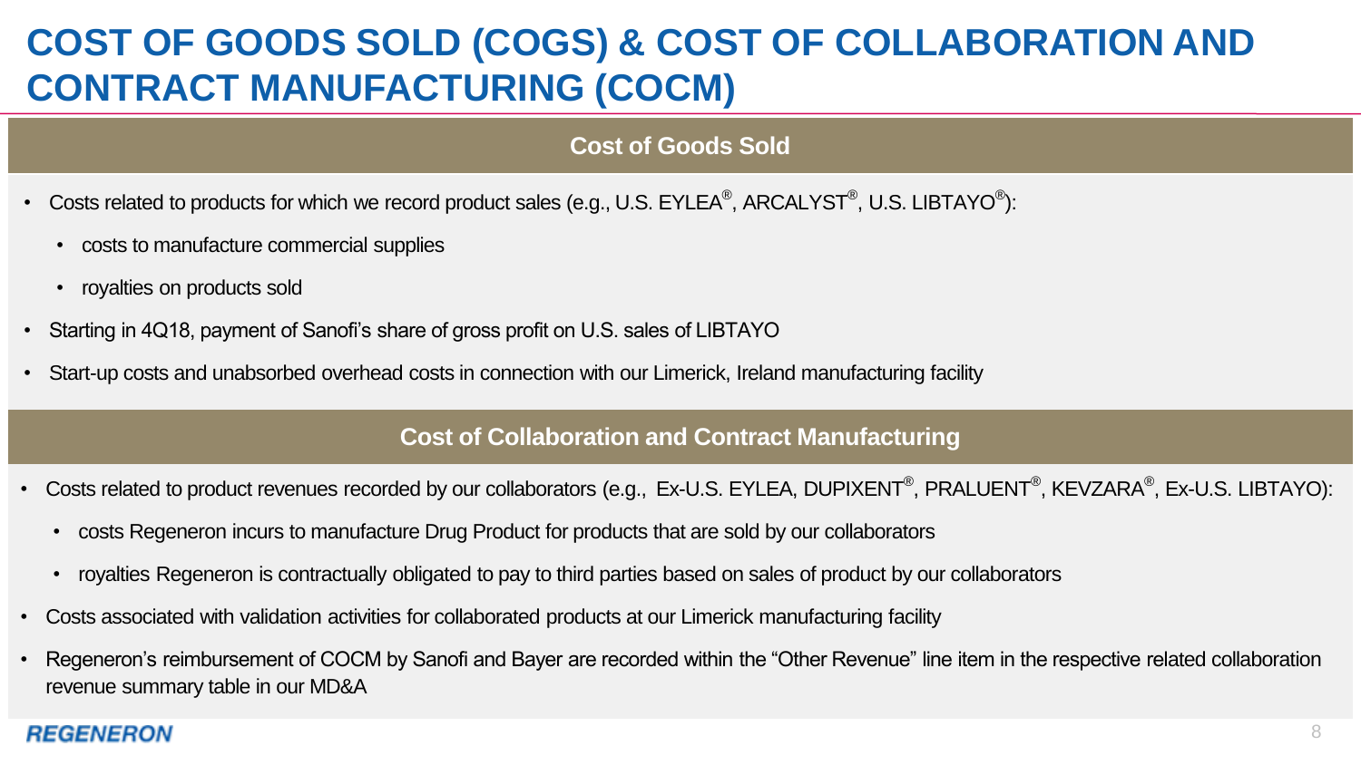# COST OF GOODS SOLD (COGS) & COST OF COLLABORATION AND CONTRACT MANUFACTURING (COCM)

## Cost of Goods Sold

- Costs related to products for which we record product sales (e.g., U.S. EYLEA®, ARCALYST®, U.S. LIBTAYO®):
  - costs to manufacture commercial supplies
  - royalties on products sold
- Starting in 4Q18, payment of Sanofi's share of gross profit on U.S. sales of LIBTAYO
- Start-up costs and unabsorbed overhead costs in connection with our Limerick, Ireland manufacturing facility

## Cost of Collaboration and Contract Manufacturing

- Costs related to product revenues recorded by our collaborators (e.g., Ex-U.S. EYLEA, DUPIXENT®, PRALUENT®, KEVZARA®, Ex-U.S. LIBTAYO):
  - costs Regeneron incurs to manufacture Drug Product for products that are sold by our collaborators
  - royalties Regeneron is contractually obligated to pay to third parties based on sales of product by our collaborators
- Costs associated with validation activities for collaborated products at our Limerick manufacturing facility
- Regeneron's reimbursement of COCM by Sanofi and Bayer are recorded within the "Other Revenue" line item in the respective related collaboration revenue summary table in our MD&A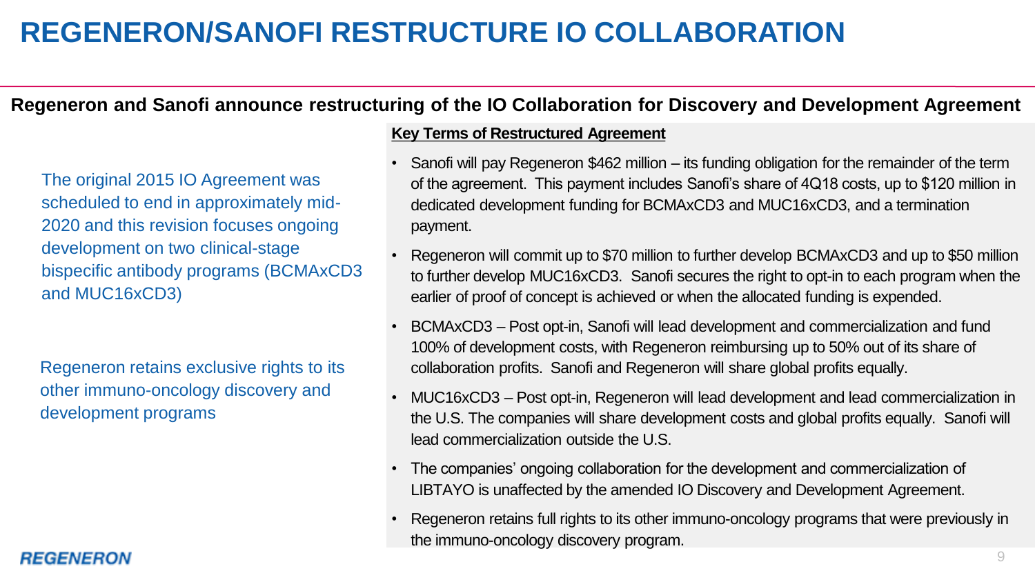# REGENERON/SANOFI RESTRUCTURE IO COLLABORATION

**Regeneron and Sanofi announce restructuring of the IO Collaboration for Discovery and Development Agreement**

The original 2015 IO Agreement was scheduled to end in approximately mid-2020 and this revision focuses ongoing development on two clinical-stage bispecific antibody programs (BCMAxCD3 and MUC16xCD3)

Regeneron retains exclusive rights to its other immuno-oncology discovery and development programs

**Key Terms of Restructured Agreement**

- Sanofi will pay Regeneron $462 million – its funding obligation for the remainder of the term of the agreement. This payment includes Sanofi's share of 4Q18 costs, up to $120 million in dedicated development funding for BCMAxCD3 and MUC16xCD3, and a termination payment.
- Regeneron will commit up to $70 million to further develop BCMAxCD3 and up to $50 million to further develop MUC16xCD3. Sanofi secures the right to opt-in to each program when the earlier of proof of concept is achieved or when the allocated funding is expended.
- BCMAxCD3 – Post opt-in, Sanofi will lead development and commercialization and fund 100% of development costs, with Regeneron reimbursing up to 50% out of its share of collaboration profits. Sanofi and Regeneron will share global profits equally.
- MUC16xCD3 – Post opt-in, Regeneron will lead development and lead commercialization in the U.S. The companies will share development costs and global profits equally. Sanofi will lead commercialization outside the U.S.
- The companies' ongoing collaboration for the development and commercialization of LIBTAYO is unaffected by the amended IO Discovery and Development Agreement.
- Regeneron retains full rights to its other immuno-oncology programs that were previously in the immuno-oncology discovery program.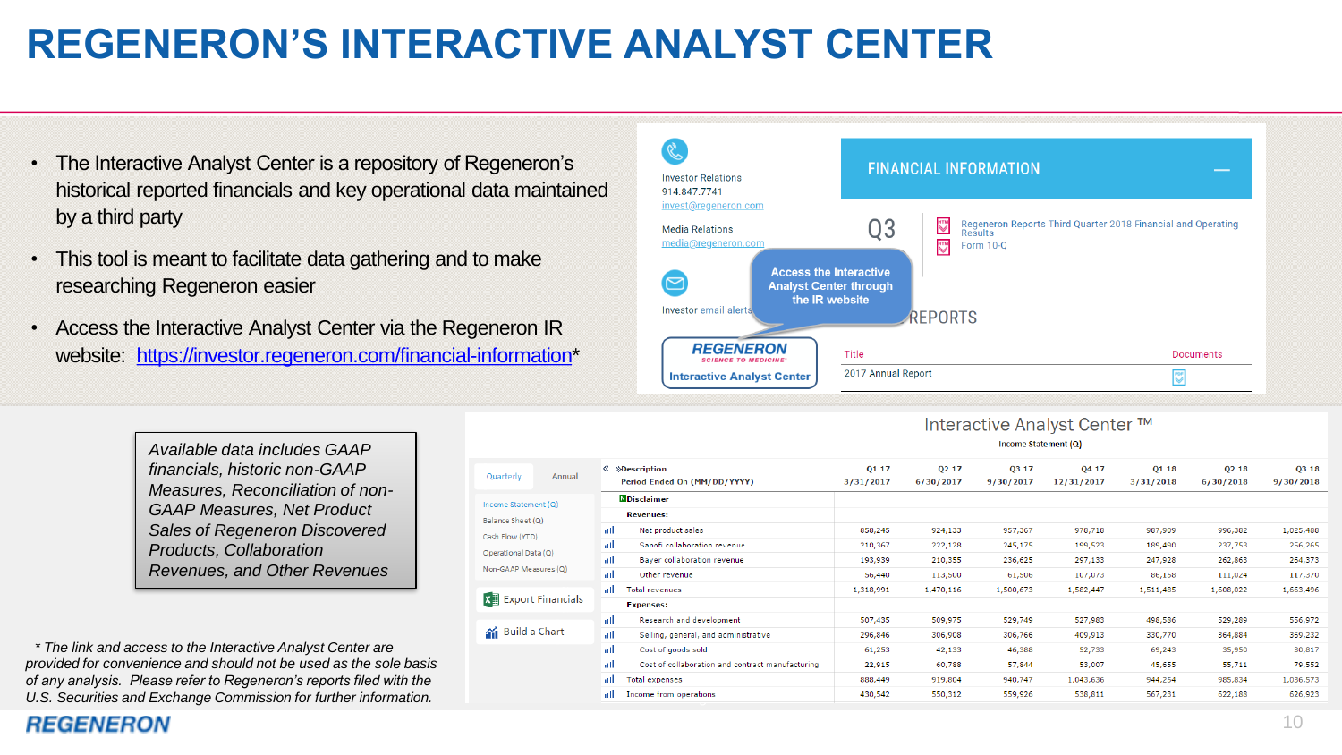# REGENERON'S INTERACTIVE ANALYST CENTER

- The Interactive Analyst Center is a repository of Regeneron's historical reported financials and key operational data maintained by a third party
- This tool is meant to facilitate data gathering and to make researching Regeneron easier
- Access the Interactive Analyst Center via the Regeneron IR website: https://investor.regeneron.com/financial-information*

Investor Relations
914.847.7741
invest@regeneron.com

Media Relations
media@regeneron.com

Investor email alerts

**REGENERON** SCIENCE TO MEDICINE®
Interactive Analyst Center

Access the Interactive Analyst Center through the IR website

FINANCIAL INFORMATION

Q3
Regeneron Reports Third Quarter 2018 Financial and Operating Results
Form 10-Q

REPORTS

| Title | Documents |
|---|---|
| 2017 Annual Report | |

*Available data includes GAAP financials, historic non-GAAP Measures, Reconciliation of non-GAAP Measures, Net Product Sales of Regeneron Discovered Products, Collaboration Revenues, and Other Revenues*

Interactive Analyst Center ™
Income Statement (Q)

Quarterly | Annual

- Income Statement (Q)
- Balance Sheet (Q)
- Cash Flow (YTD)
- Operational Data (Q)
- Non-GAAP Measures (Q)

Export Financials
Build a Chart

| Description | Q1 17 | Q2 17 | Q3 17 | Q4 17 | Q1 18 | Q2 18 | Q3 18 |
|---|---|---|---|---|---|---|---|
| Period Ended On (MM/DD/YYYY) | 3/31/2017 | 6/30/2017 | 9/30/2017 | 12/31/2017 | 3/31/2018 | 6/30/2018 | 9/30/2018 |
| Disclaimer | | | | | | | |
| Revenues: | | | | | | | |
| Net product sales | 858,245 | 924,133 | 957,367 | 978,718 | 987,909 | 996,382 | 1,025,488 |
| Sanofi collaboration revenue | 210,367 | 222,128 | 245,175 | 199,523 | 189,490 | 237,753 | 256,265 |
| Bayer collaboration revenue | 193,939 | 210,355 | 236,625 | 297,133 | 247,928 | 262,863 | 264,373 |
| Other revenue | 56,440 | 113,500 | 61,506 | 107,073 | 86,158 | 111,024 | 117,370 |
| Total revenues | 1,318,991 | 1,470,116 | 1,500,673 | 1,582,447 | 1,511,485 | 1,608,022 | 1,663,496 |
| Expenses: | | | | | | | |
| Research and development | 507,435 | 509,975 | 529,749 | 527,983 | 498,586 | 529,289 | 556,972 |
| Selling, general, and administrative | 296,846 | 306,908 | 306,766 | 409,913 | 330,770 | 364,884 | 369,232 |
| Cost of goods sold | 61,253 | 42,133 | 46,388 | 52,733 | 69,243 | 35,950 | 30,817 |
| Cost of collaboration and contract manufacturing | 22,915 | 60,788 | 57,844 | 53,007 | 45,655 | 55,711 | 79,552 |
| Total expenses | 888,449 | 919,804 | 940,747 | 1,043,636 | 944,254 | 985,834 | 1,036,573 |
| Income from operations | 430,542 | 550,312 | 559,926 | 538,811 | 567,231 | 622,188 | 626,923 |

*\* The link and access to the Interactive Analyst Center are provided for convenience and should not be used as the sole basis of any analysis. Please refer to Regeneron's reports filed with the U.S. Securities and Exchange Commission for further information.*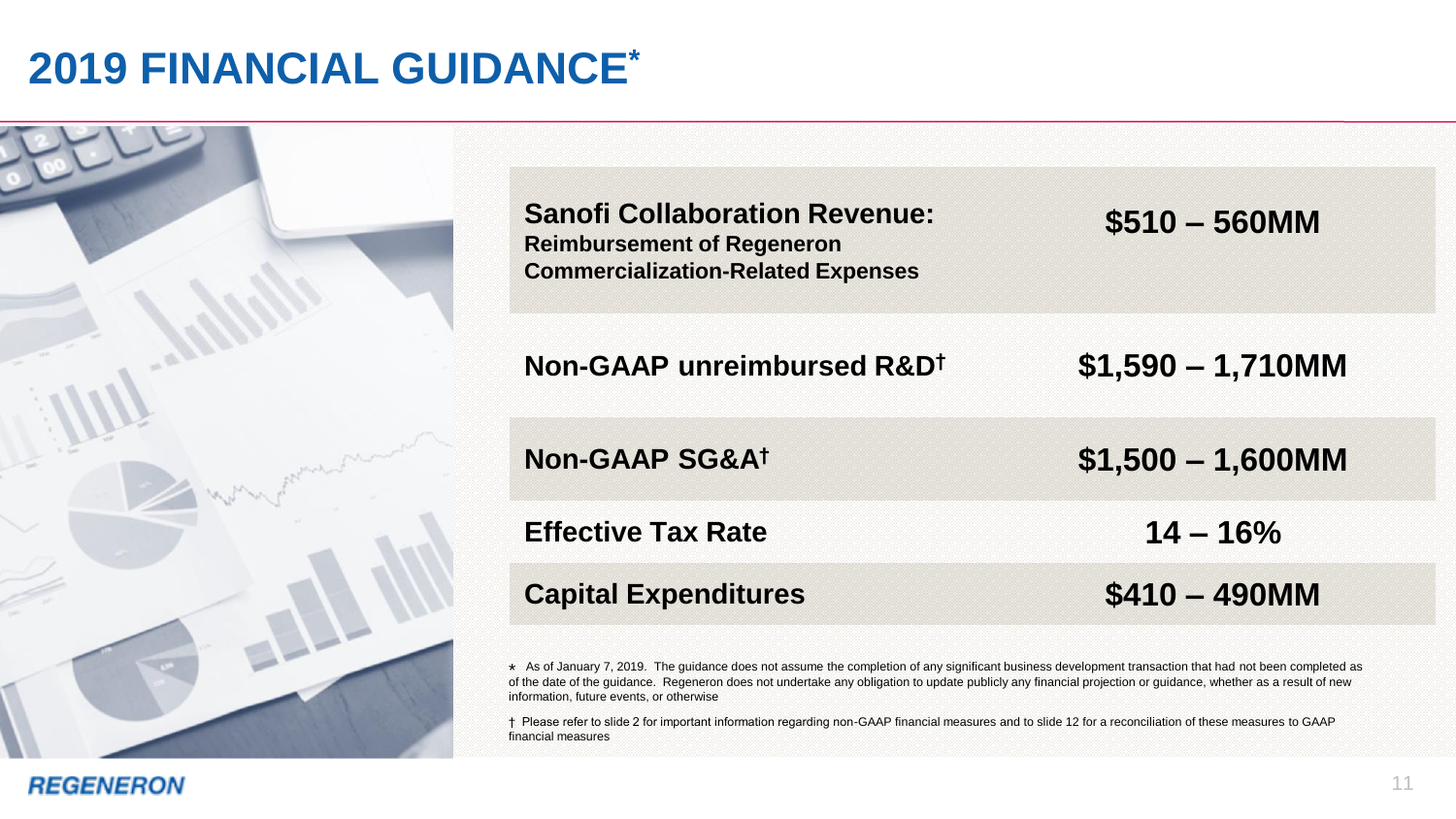# 2019 FINANCIAL GUIDANCE*

| | |
|---|---|
| **Sanofi Collaboration Revenue:** **Reimbursement of Regeneron Commercialization-Related Expenses** | **$510 – 560MM** |
| **Non-GAAP unreimbursed R&D†** | **$1,590 – 1,710MM** |
| **Non-GAAP SG&A†** | **$1,500 – 1,600MM** |
| **Effective Tax Rate** | **14 – 16%** |
| **Capital Expenditures** | **$410 – 490MM** |

\* As of January 7, 2019. The guidance does not assume the completion of any significant business development transaction that had not been completed as of the date of the guidance. Regeneron does not undertake any obligation to update publicly any financial projection or guidance, whether as a result of new information, future events, or otherwise

† Please refer to slide 2 for important information regarding non-GAAP financial measures and to slide 12 for a reconciliation of these measures to GAAP financial measures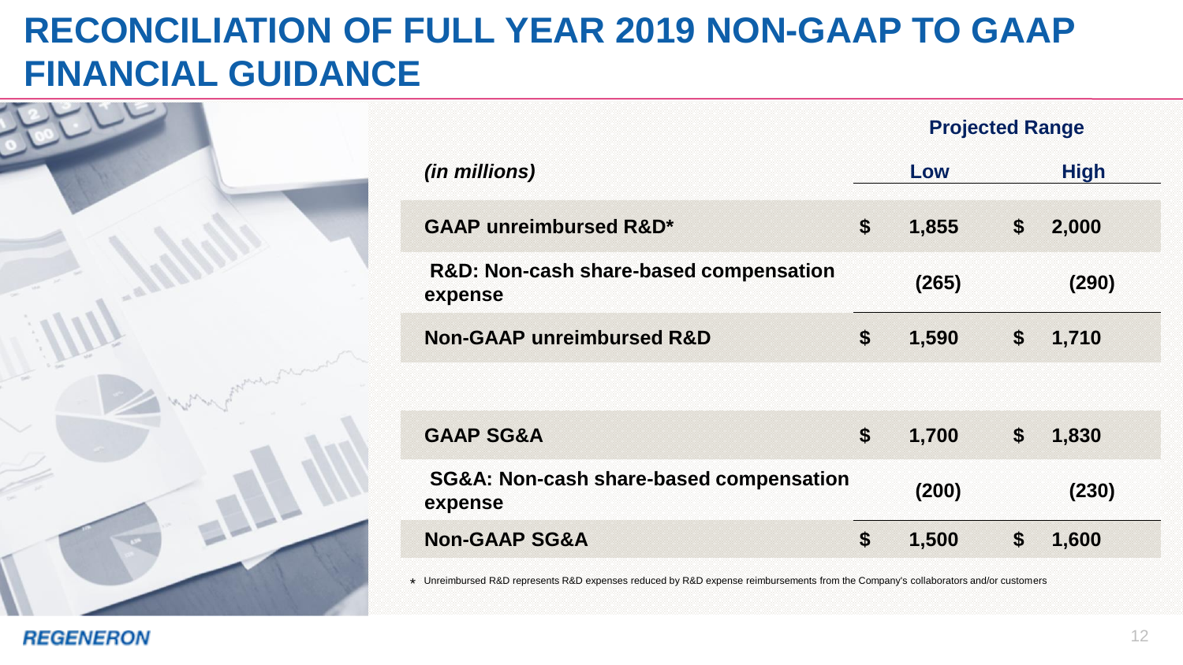# RECONCILIATION OF FULL YEAR 2019 NON-GAAP TO GAAP FINANCIAL GUIDANCE

| *(in millions)* | Projected Range Low | Projected Range High |
|---|---|---|
| **GAAP unreimbursed R&D*** | **$ 1,855** | **$ 2,000** |
| **R&D: Non-cash share-based compensation expense** | **(265)** | **(290)** |
| **Non-GAAP unreimbursed R&D** | **$ 1,590** | **$ 1,710** |
| | | |
| **GAAP SG&A** | **$ 1,700** | **$ 1,830** |
| **SG&A: Non-cash share-based compensation expense** | **(200)** | **(230)** |
| **Non-GAAP SG&A** | **$ 1,500** | **$ 1,600** |

\* Unreimbursed R&D represents R&D expenses reduced by R&D expense reimbursements from the Company's collaborators and/or customers

REGENERON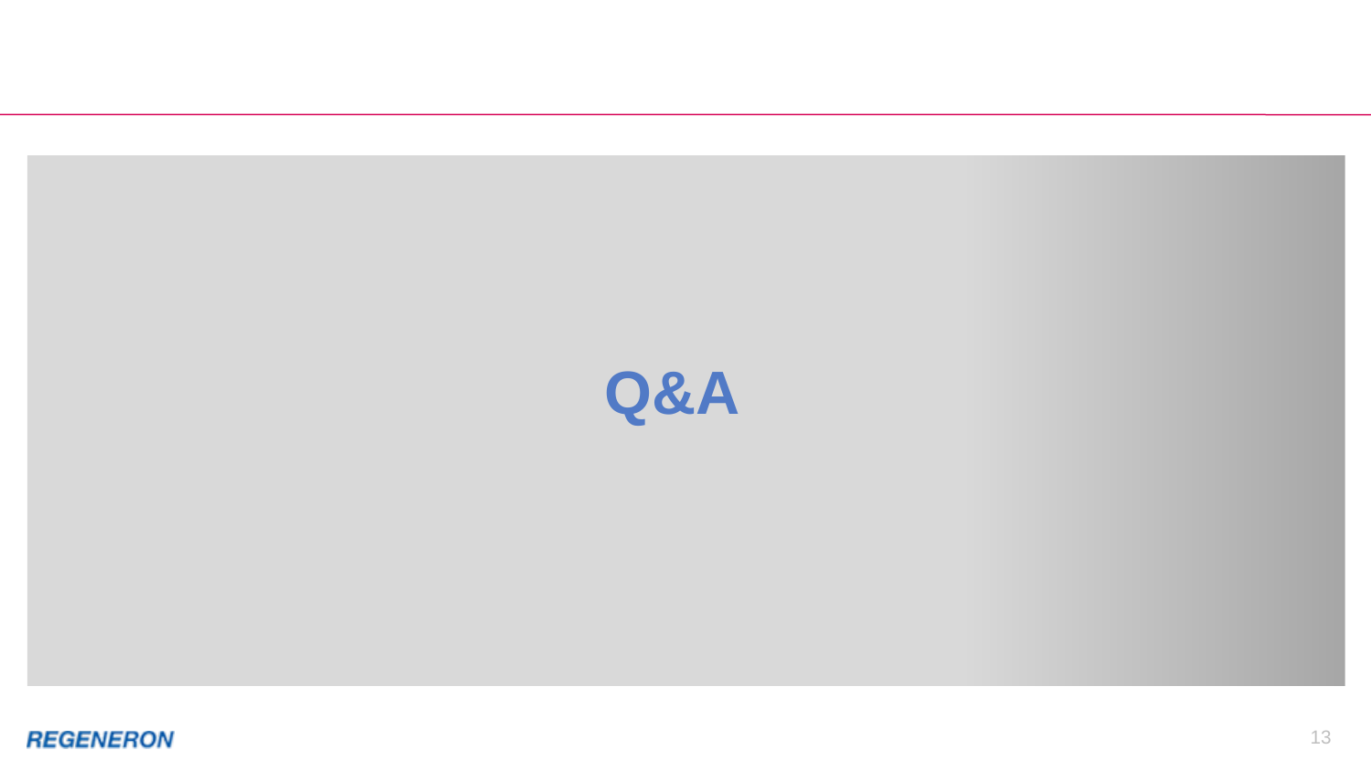# Q&A